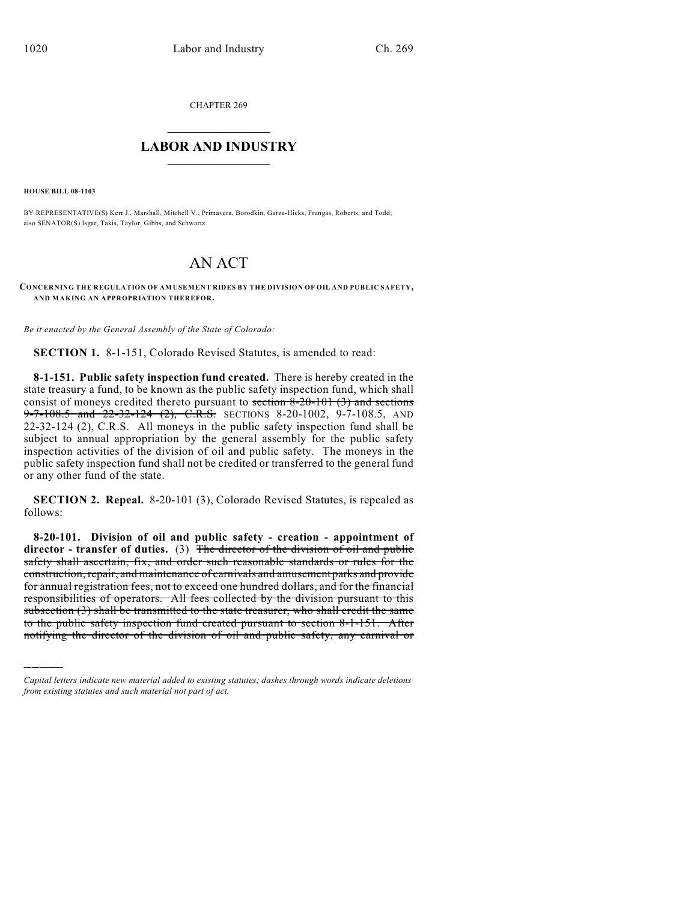CHAPTER 269

# LABOR AND INDUSTRY

**HOUSE BILL 08-1103**

BY REPRESENTATIVE(S) Kerr J., Marshall, Mitchell V., Primavera, Borodkin, Garza-Hicks, Frangas, Roberts, and Todd; also SENATOR(S) Isgar, Takis, Taylor, Gibbs, and Schwartz.

# AN ACT

**CONCERNING THE REGULATION OF AMUSEMENT RIDES BY THE DIVISION OF OIL AND PUBLIC SAFETY, AND MAKING AN APPROPRIATION THEREFOR.**

*Be it enacted by the General Assembly of the State of Colorado:*

**SECTION 1.** 8-1-151, Colorado Revised Statutes, is amended to read:

**8-1-151. Public safety inspection fund created.** There is hereby created in the state treasury a fund, to be known as the public safety inspection fund, which shall consist of moneys credited thereto pursuant to ~~section 8-20-101 (3) and sections 9-7-108.5 and 22-32-124 (2), C.R.S.~~ SECTIONS 8-20-1002, 9-7-108.5, AND 22-32-124 (2), C.R.S. All moneys in the public safety inspection fund shall be subject to annual appropriation by the general assembly for the public safety inspection activities of the division of oil and public safety. The moneys in the public safety inspection fund shall not be credited or transferred to the general fund or any other fund of the state.

**SECTION 2. Repeal.** 8-20-101 (3), Colorado Revised Statutes, is repealed as follows:

**8-20-101. Division of oil and public safety - creation - appointment of director - transfer of duties.** (3) ~~The director of the division of oil and public safety shall ascertain, fix, and order such reasonable standards or rules for the construction, repair, and maintenance of carnivals and amusement parks and provide for annual registration fees, not to exceed one hundred dollars, and for the financial responsibilities of operators. All fees collected by the division pursuant to this subsection (3) shall be transmitted to the state treasurer, who shall credit the same to the public safety inspection fund created pursuant to section 8-1-151. After notifying the director of the division of oil and public safety, any carnival or~~

*Capital letters indicate new material added to existing statutes; dashes through words indicate deletions from existing statutes and such material not part of act.*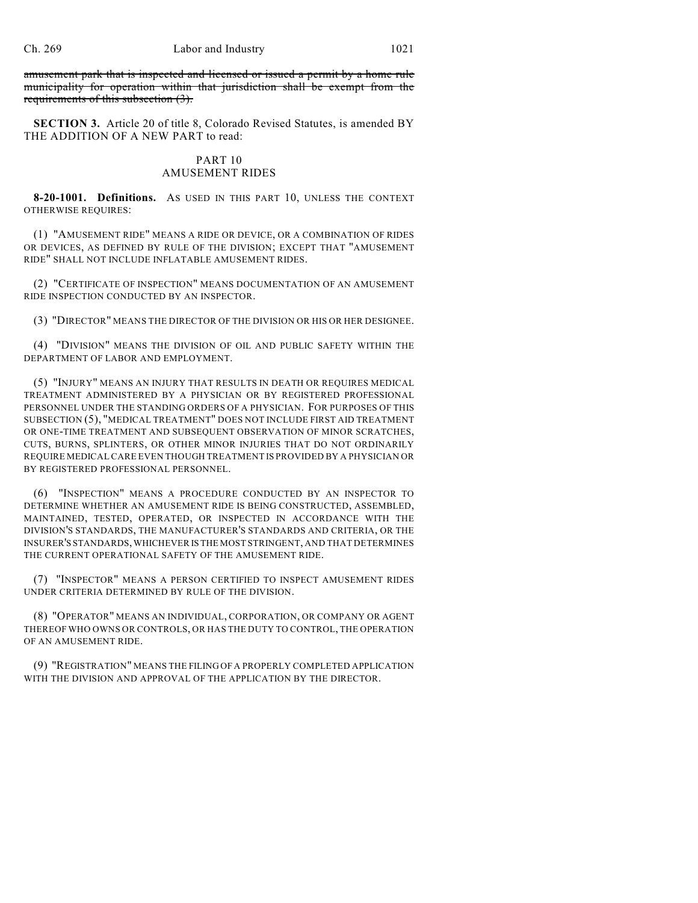~~amusement park that is inspected and licensed or issued a permit by a home rule municipality for operation within that jurisdiction shall be exempt from the requirements of this subsection (3).~~

**SECTION 3.** Article 20 of title 8, Colorado Revised Statutes, is amended BY THE ADDITION OF A NEW PART to read:

PART 10
AMUSEMENT RIDES

**8-20-1001. Definitions.** AS USED IN THIS PART 10, UNLESS THE CONTEXT OTHERWISE REQUIRES:

(1) "AMUSEMENT RIDE" MEANS A RIDE OR DEVICE, OR A COMBINATION OF RIDES OR DEVICES, AS DEFINED BY RULE OF THE DIVISION; EXCEPT THAT "AMUSEMENT RIDE" SHALL NOT INCLUDE INFLATABLE AMUSEMENT RIDES.

(2) "CERTIFICATE OF INSPECTION" MEANS DOCUMENTATION OF AN AMUSEMENT RIDE INSPECTION CONDUCTED BY AN INSPECTOR.

(3) "DIRECTOR" MEANS THE DIRECTOR OF THE DIVISION OR HIS OR HER DESIGNEE.

(4) "DIVISION" MEANS THE DIVISION OF OIL AND PUBLIC SAFETY WITHIN THE DEPARTMENT OF LABOR AND EMPLOYMENT.

(5) "INJURY" MEANS AN INJURY THAT RESULTS IN DEATH OR REQUIRES MEDICAL TREATMENT ADMINISTERED BY A PHYSICIAN OR BY REGISTERED PROFESSIONAL PERSONNEL UNDER THE STANDING ORDERS OF A PHYSICIAN. FOR PURPOSES OF THIS SUBSECTION (5), "MEDICAL TREATMENT" DOES NOT INCLUDE FIRST AID TREATMENT OR ONE-TIME TREATMENT AND SUBSEQUENT OBSERVATION OF MINOR SCRATCHES, CUTS, BURNS, SPLINTERS, OR OTHER MINOR INJURIES THAT DO NOT ORDINARILY REQUIRE MEDICAL CARE EVEN THOUGH TREATMENT IS PROVIDED BY A PHYSICIAN OR BY REGISTERED PROFESSIONAL PERSONNEL.

(6) "INSPECTION" MEANS A PROCEDURE CONDUCTED BY AN INSPECTOR TO DETERMINE WHETHER AN AMUSEMENT RIDE IS BEING CONSTRUCTED, ASSEMBLED, MAINTAINED, TESTED, OPERATED, OR INSPECTED IN ACCORDANCE WITH THE DIVISION'S STANDARDS, THE MANUFACTURER'S STANDARDS AND CRITERIA, OR THE INSURER'S STANDARDS, WHICHEVER IS THE MOST STRINGENT, AND THAT DETERMINES THE CURRENT OPERATIONAL SAFETY OF THE AMUSEMENT RIDE.

(7) "INSPECTOR" MEANS A PERSON CERTIFIED TO INSPECT AMUSEMENT RIDES UNDER CRITERIA DETERMINED BY RULE OF THE DIVISION.

(8) "OPERATOR" MEANS AN INDIVIDUAL, CORPORATION, OR COMPANY OR AGENT THEREOF WHO OWNS OR CONTROLS, OR HAS THE DUTY TO CONTROL, THE OPERATION OF AN AMUSEMENT RIDE.

(9) "REGISTRATION" MEANS THE FILING OF A PROPERLY COMPLETED APPLICATION WITH THE DIVISION AND APPROVAL OF THE APPLICATION BY THE DIRECTOR.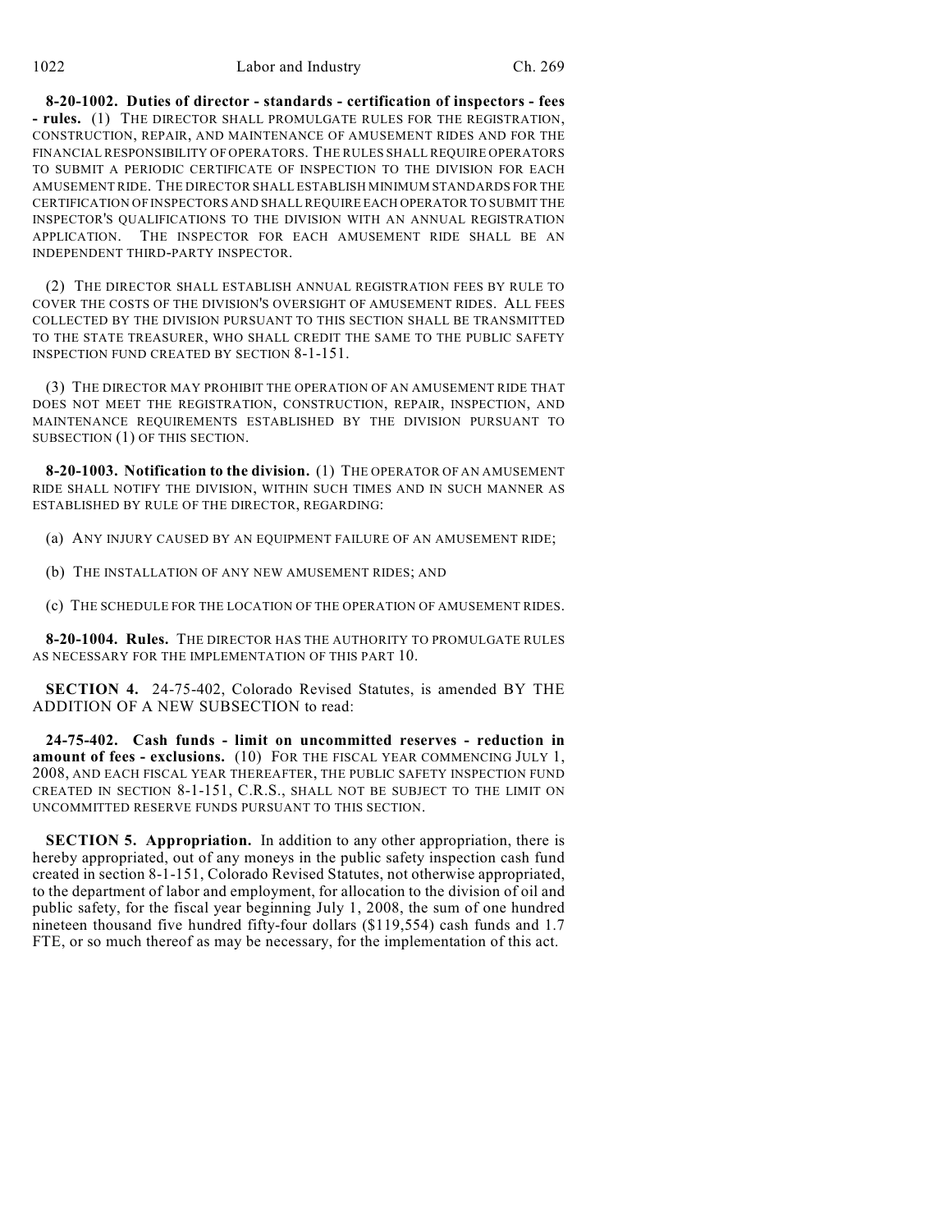**8-20-1002. Duties of director - standards - certification of inspectors - fees - rules.** (1) THE DIRECTOR SHALL PROMULGATE RULES FOR THE REGISTRATION, CONSTRUCTION, REPAIR, AND MAINTENANCE OF AMUSEMENT RIDES AND FOR THE FINANCIAL RESPONSIBILITY OF OPERATORS. THE RULES SHALL REQUIRE OPERATORS TO SUBMIT A PERIODIC CERTIFICATE OF INSPECTION TO THE DIVISION FOR EACH AMUSEMENT RIDE. THE DIRECTOR SHALL ESTABLISH MINIMUM STANDARDS FOR THE CERTIFICATION OF INSPECTORS AND SHALL REQUIRE EACH OPERATOR TO SUBMIT THE INSPECTOR'S QUALIFICATIONS TO THE DIVISION WITH AN ANNUAL REGISTRATION APPLICATION. THE INSPECTOR FOR EACH AMUSEMENT RIDE SHALL BE AN INDEPENDENT THIRD-PARTY INSPECTOR.

(2) THE DIRECTOR SHALL ESTABLISH ANNUAL REGISTRATION FEES BY RULE TO COVER THE COSTS OF THE DIVISION'S OVERSIGHT OF AMUSEMENT RIDES. ALL FEES COLLECTED BY THE DIVISION PURSUANT TO THIS SECTION SHALL BE TRANSMITTED TO THE STATE TREASURER, WHO SHALL CREDIT THE SAME TO THE PUBLIC SAFETY INSPECTION FUND CREATED BY SECTION 8-1-151.

(3) THE DIRECTOR MAY PROHIBIT THE OPERATION OF AN AMUSEMENT RIDE THAT DOES NOT MEET THE REGISTRATION, CONSTRUCTION, REPAIR, INSPECTION, AND MAINTENANCE REQUIREMENTS ESTABLISHED BY THE DIVISION PURSUANT TO SUBSECTION (1) OF THIS SECTION.

**8-20-1003. Notification to the division.** (1) THE OPERATOR OF AN AMUSEMENT RIDE SHALL NOTIFY THE DIVISION, WITHIN SUCH TIMES AND IN SUCH MANNER AS ESTABLISHED BY RULE OF THE DIRECTOR, REGARDING:

(a) ANY INJURY CAUSED BY AN EQUIPMENT FAILURE OF AN AMUSEMENT RIDE;

(b) THE INSTALLATION OF ANY NEW AMUSEMENT RIDES; AND

(c) THE SCHEDULE FOR THE LOCATION OF THE OPERATION OF AMUSEMENT RIDES.

**8-20-1004. Rules.** THE DIRECTOR HAS THE AUTHORITY TO PROMULGATE RULES AS NECESSARY FOR THE IMPLEMENTATION OF THIS PART 10.

**SECTION 4.** 24-75-402, Colorado Revised Statutes, is amended BY THE ADDITION OF A NEW SUBSECTION to read:

**24-75-402. Cash funds - limit on uncommitted reserves - reduction in amount of fees - exclusions.** (10) FOR THE FISCAL YEAR COMMENCING JULY 1, 2008, AND EACH FISCAL YEAR THEREAFTER, THE PUBLIC SAFETY INSPECTION FUND CREATED IN SECTION 8-1-151, C.R.S., SHALL NOT BE SUBJECT TO THE LIMIT ON UNCOMMITTED RESERVE FUNDS PURSUANT TO THIS SECTION.

**SECTION 5. Appropriation.** In addition to any other appropriation, there is hereby appropriated, out of any moneys in the public safety inspection cash fund created in section 8-1-151, Colorado Revised Statutes, not otherwise appropriated, to the department of labor and employment, for allocation to the division of oil and public safety, for the fiscal year beginning July 1, 2008, the sum of one hundred nineteen thousand five hundred fifty-four dollars ($119,554) cash funds and 1.7 FTE, or so much thereof as may be necessary, for the implementation of this act.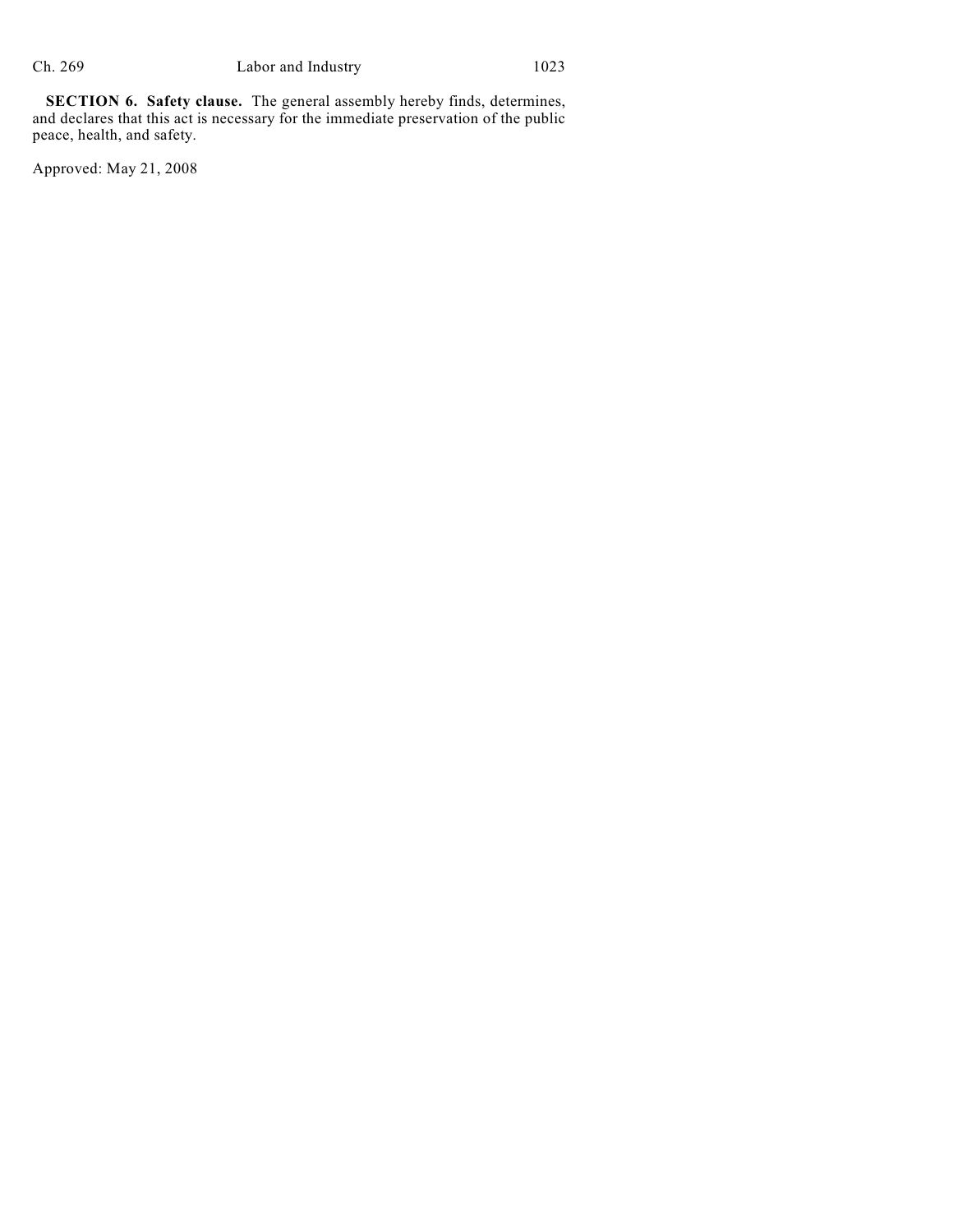**SECTION 6. Safety clause.** The general assembly hereby finds, determines, and declares that this act is necessary for the immediate preservation of the public peace, health, and safety.

Approved: May 21, 2008